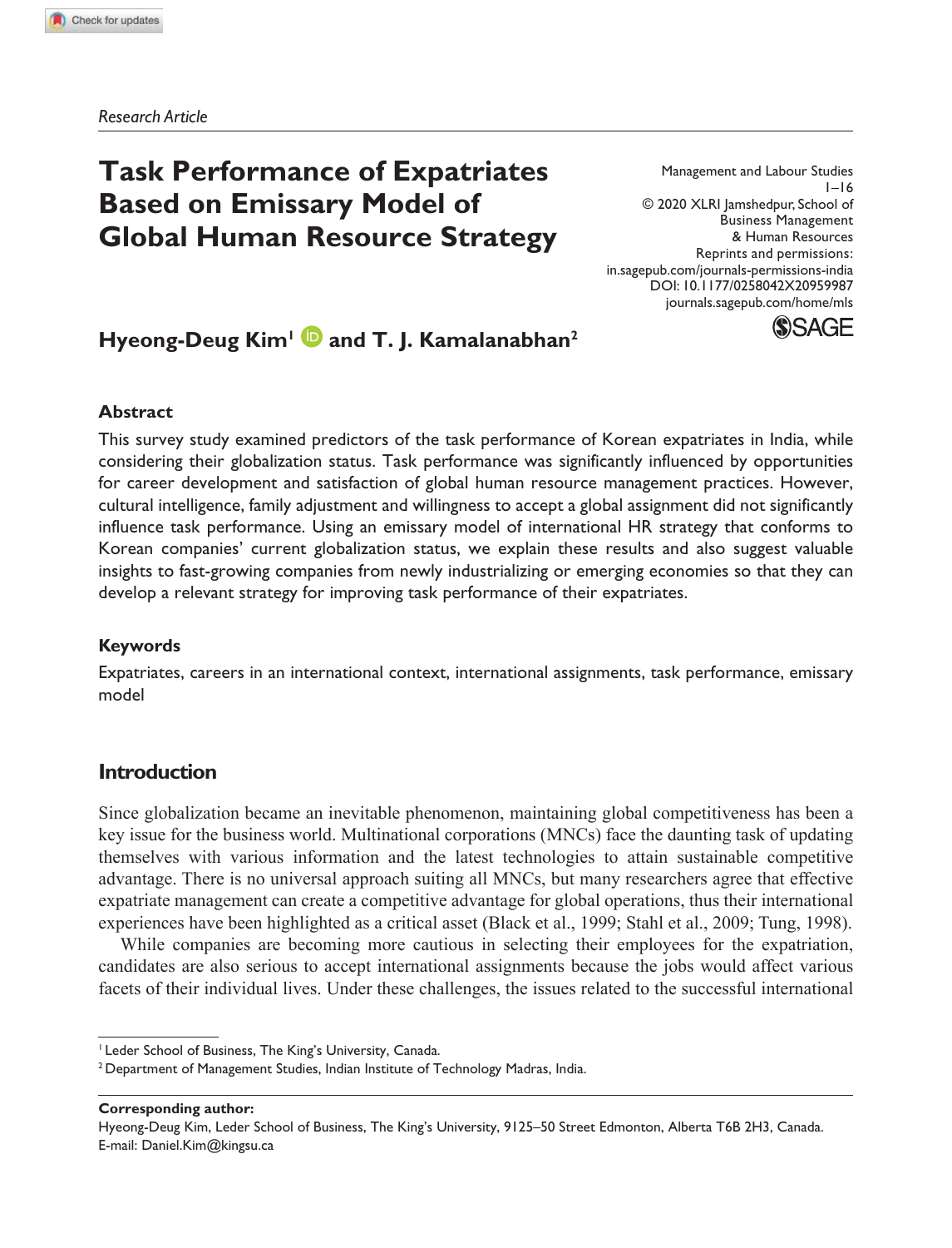*Research Article*

# Task Performance of Expatriates Based on Emissary Model of Global Human Resource Strategy

Management and Labour Studies
1–16
© 2020 XLRI Jamshedpur, School of Business Management & Human Resources
Reprints and permissions: in.sagepub.com/journals-permissions-india
DOI: 10.1177/0258042X20959987
journals.sagepub.com/home/mls

**Hyeong-Deug Kim[1] and T. J. Kamalanabhan[2]**

## Abstract

This survey study examined predictors of the task performance of Korean expatriates in India, while considering their globalization status. Task performance was significantly influenced by opportunities for career development and satisfaction of global human resource management practices. However, cultural intelligence, family adjustment and willingness to accept a global assignment did not significantly influence task performance. Using an emissary model of international HR strategy that conforms to Korean companies' current globalization status, we explain these results and also suggest valuable insights to fast-growing companies from newly industrializing or emerging economies so that they can develop a relevant strategy for improving task performance of their expatriates.

## Keywords

Expatriates, careers in an international context, international assignments, task performance, emissary model

## Introduction

Since globalization became an inevitable phenomenon, maintaining global competitiveness has been a key issue for the business world. Multinational corporations (MNCs) face the daunting task of updating themselves with various information and the latest technologies to attain sustainable competitive advantage. There is no universal approach suiting all MNCs, but many researchers agree that effective expatriate management can create a competitive advantage for global operations, thus their international experiences have been highlighted as a critical asset (Black et al., 1999; Stahl et al., 2009; Tung, 1998).

While companies are becoming more cautious in selecting their employees for the expatriation, candidates are also serious to accept international assignments because the jobs would affect various facets of their individual lives. Under these challenges, the issues related to the successful international

[1] Leder School of Business, The King's University, Canada.
[2] Department of Management Studies, Indian Institute of Technology Madras, India.

**Corresponding author:**
Hyeong-Deug Kim, Leder School of Business, The King's University, 9125–50 Street Edmonton, Alberta T6B 2H3, Canada.
E-mail: Daniel.Kim@kingsu.ca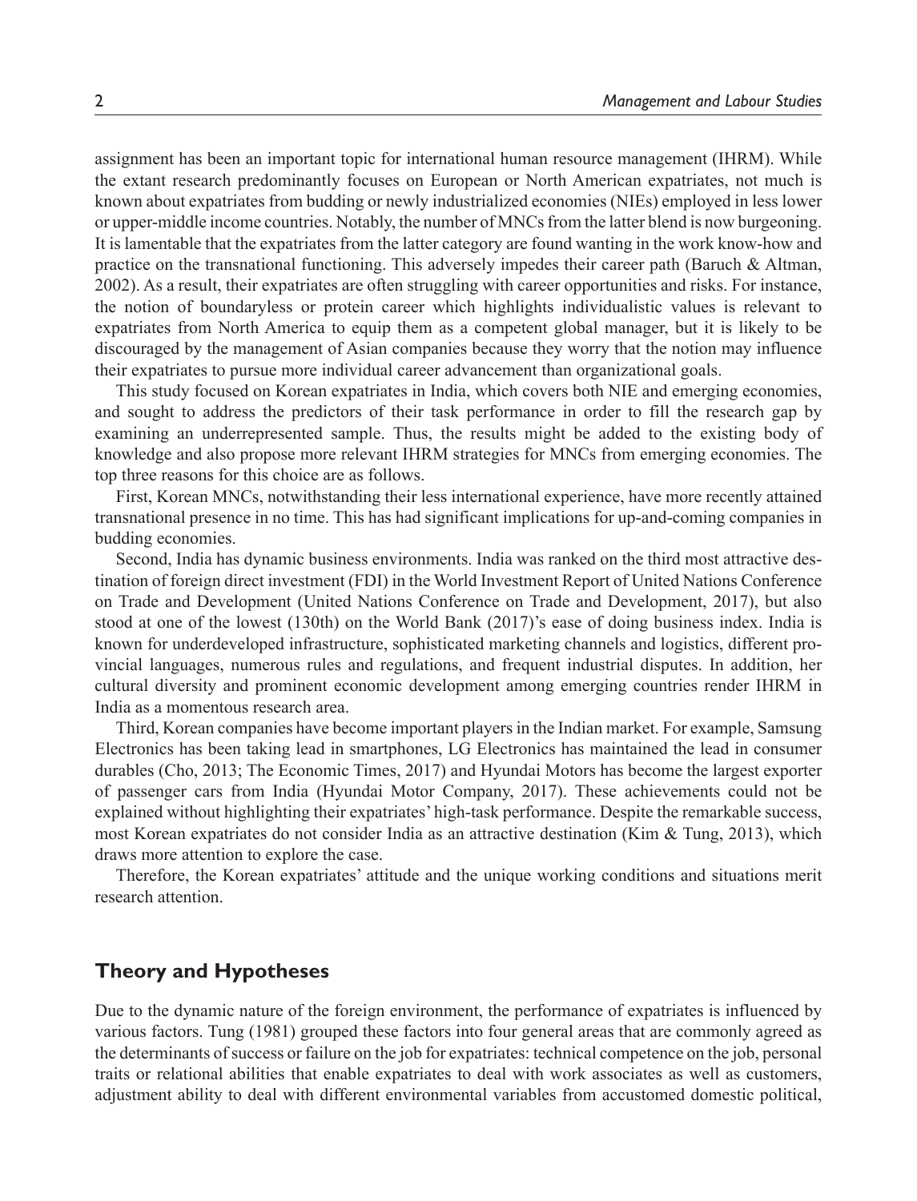assignment has been an important topic for international human resource management (IHRM). While the extant research predominantly focuses on European or North American expatriates, not much is known about expatriates from budding or newly industrialized economies (NIEs) employed in less lower or upper-middle income countries. Notably, the number of MNCs from the latter blend is now burgeoning. It is lamentable that the expatriates from the latter category are found wanting in the work know-how and practice on the transnational functioning. This adversely impedes their career path (Baruch & Altman, 2002). As a result, their expatriates are often struggling with career opportunities and risks. For instance, the notion of boundaryless or protein career which highlights individualistic values is relevant to expatriates from North America to equip them as a competent global manager, but it is likely to be discouraged by the management of Asian companies because they worry that the notion may influence their expatriates to pursue more individual career advancement than organizational goals.

This study focused on Korean expatriates in India, which covers both NIE and emerging economies, and sought to address the predictors of their task performance in order to fill the research gap by examining an underrepresented sample. Thus, the results might be added to the existing body of knowledge and also propose more relevant IHRM strategies for MNCs from emerging economies. The top three reasons for this choice are as follows.

First, Korean MNCs, notwithstanding their less international experience, have more recently attained transnational presence in no time. This has had significant implications for up-and-coming companies in budding economies.

Second, India has dynamic business environments. India was ranked on the third most attractive destination of foreign direct investment (FDI) in the World Investment Report of United Nations Conference on Trade and Development (United Nations Conference on Trade and Development, 2017), but also stood at one of the lowest (130th) on the World Bank (2017)'s ease of doing business index. India is known for underdeveloped infrastructure, sophisticated marketing channels and logistics, different provincial languages, numerous rules and regulations, and frequent industrial disputes. In addition, her cultural diversity and prominent economic development among emerging countries render IHRM in India as a momentous research area.

Third, Korean companies have become important players in the Indian market. For example, Samsung Electronics has been taking lead in smartphones, LG Electronics has maintained the lead in consumer durables (Cho, 2013; The Economic Times, 2017) and Hyundai Motors has become the largest exporter of passenger cars from India (Hyundai Motor Company, 2017). These achievements could not be explained without highlighting their expatriates' high-task performance. Despite the remarkable success, most Korean expatriates do not consider India as an attractive destination (Kim & Tung, 2013), which draws more attention to explore the case.

Therefore, the Korean expatriates' attitude and the unique working conditions and situations merit research attention.

## Theory and Hypotheses

Due to the dynamic nature of the foreign environment, the performance of expatriates is influenced by various factors. Tung (1981) grouped these factors into four general areas that are commonly agreed as the determinants of success or failure on the job for expatriates: technical competence on the job, personal traits or relational abilities that enable expatriates to deal with work associates as well as customers, adjustment ability to deal with different environmental variables from accustomed domestic political,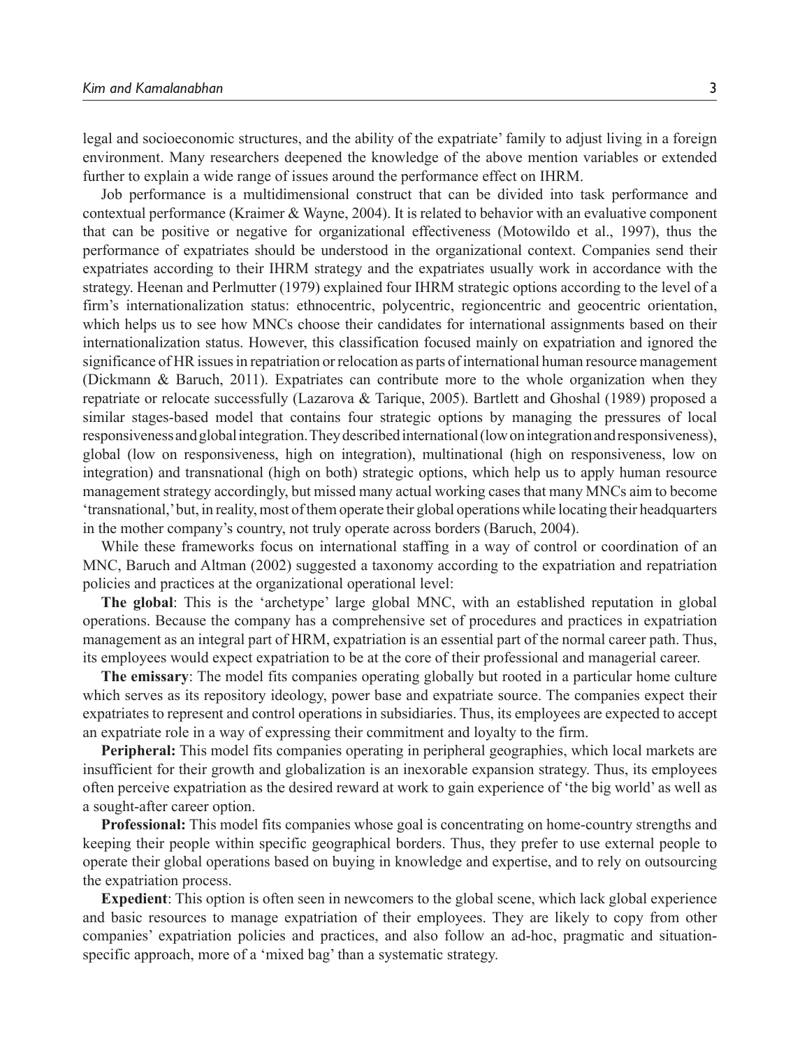legal and socioeconomic structures, and the ability of the expatriate' family to adjust living in a foreign environment. Many researchers deepened the knowledge of the above mention variables or extended further to explain a wide range of issues around the performance effect on IHRM.

Job performance is a multidimensional construct that can be divided into task performance and contextual performance (Kraimer & Wayne, 2004). It is related to behavior with an evaluative component that can be positive or negative for organizational effectiveness (Motowildo et al., 1997), thus the performance of expatriates should be understood in the organizational context. Companies send their expatriates according to their IHRM strategy and the expatriates usually work in accordance with the strategy. Heenan and Perlmutter (1979) explained four IHRM strategic options according to the level of a firm's internationalization status: ethnocentric, polycentric, regioncentric and geocentric orientation, which helps us to see how MNCs choose their candidates for international assignments based on their internationalization status. However, this classification focused mainly on expatriation and ignored the significance of HR issues in repatriation or relocation as parts of international human resource management (Dickmann & Baruch, 2011). Expatriates can contribute more to the whole organization when they repatriate or relocate successfully (Lazarova & Tarique, 2005). Bartlett and Ghoshal (1989) proposed a similar stages-based model that contains four strategic options by managing the pressures of local responsiveness and global integration. They described international (low on integration and responsiveness), global (low on responsiveness, high on integration), multinational (high on responsiveness, low on integration) and transnational (high on both) strategic options, which help us to apply human resource management strategy accordingly, but missed many actual working cases that many MNCs aim to become 'transnational,' but, in reality, most of them operate their global operations while locating their headquarters in the mother company's country, not truly operate across borders (Baruch, 2004).

While these frameworks focus on international staffing in a way of control or coordination of an MNC, Baruch and Altman (2002) suggested a taxonomy according to the expatriation and repatriation policies and practices at the organizational operational level:

**The global**: This is the 'archetype' large global MNC, with an established reputation in global operations. Because the company has a comprehensive set of procedures and practices in expatriation management as an integral part of HRM, expatriation is an essential part of the normal career path. Thus, its employees would expect expatriation to be at the core of their professional and managerial career.

**The emissary**: The model fits companies operating globally but rooted in a particular home culture which serves as its repository ideology, power base and expatriate source. The companies expect their expatriates to represent and control operations in subsidiaries. Thus, its employees are expected to accept an expatriate role in a way of expressing their commitment and loyalty to the firm.

**Peripheral:** This model fits companies operating in peripheral geographies, which local markets are insufficient for their growth and globalization is an inexorable expansion strategy. Thus, its employees often perceive expatriation as the desired reward at work to gain experience of 'the big world' as well as a sought-after career option.

**Professional:** This model fits companies whose goal is concentrating on home-country strengths and keeping their people within specific geographical borders. Thus, they prefer to use external people to operate their global operations based on buying in knowledge and expertise, and to rely on outsourcing the expatriation process.

**Expedient**: This option is often seen in newcomers to the global scene, which lack global experience and basic resources to manage expatriation of their employees. They are likely to copy from other companies' expatriation policies and practices, and also follow an ad-hoc, pragmatic and situation-specific approach, more of a 'mixed bag' than a systematic strategy.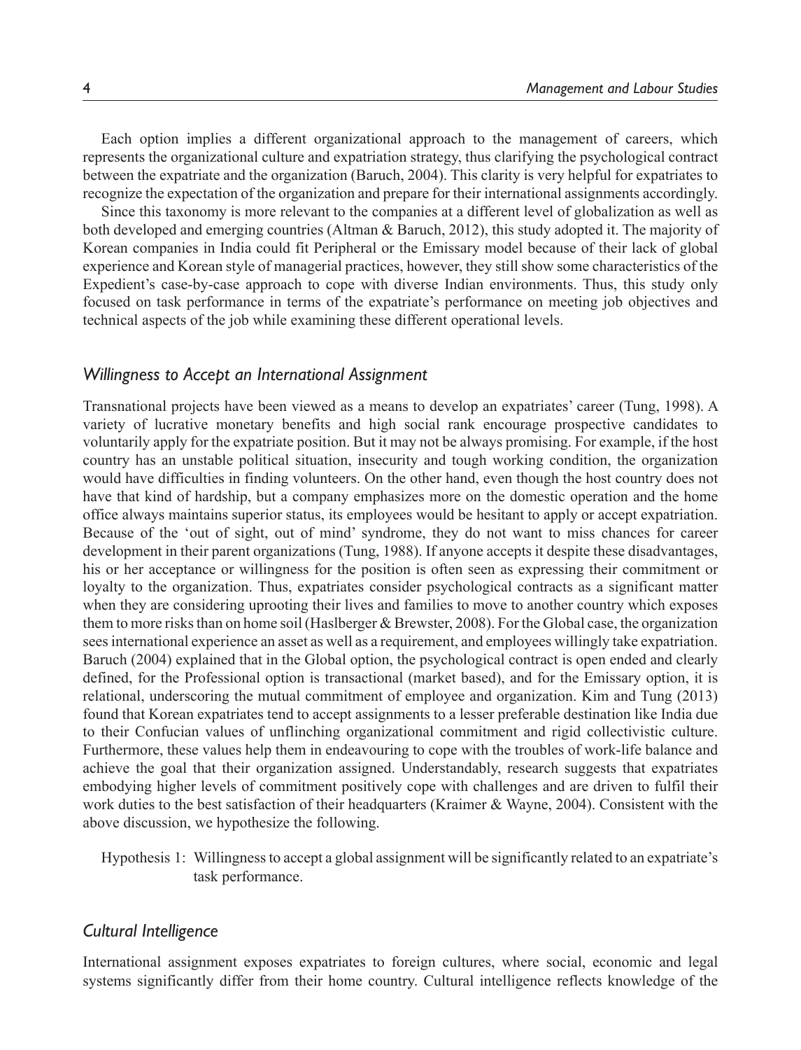Each option implies a different organizational approach to the management of careers, which represents the organizational culture and expatriation strategy, thus clarifying the psychological contract between the expatriate and the organization (Baruch, 2004). This clarity is very helpful for expatriates to recognize the expectation of the organization and prepare for their international assignments accordingly.

Since this taxonomy is more relevant to the companies at a different level of globalization as well as both developed and emerging countries (Altman & Baruch, 2012), this study adopted it. The majority of Korean companies in India could fit Peripheral or the Emissary model because of their lack of global experience and Korean style of managerial practices, however, they still show some characteristics of the Expedient's case-by-case approach to cope with diverse Indian environments. Thus, this study only focused on task performance in terms of the expatriate's performance on meeting job objectives and technical aspects of the job while examining these different operational levels.

### *Willingness to Accept an International Assignment*

Transnational projects have been viewed as a means to develop an expatriates' career (Tung, 1998). A variety of lucrative monetary benefits and high social rank encourage prospective candidates to voluntarily apply for the expatriate position. But it may not be always promising. For example, if the host country has an unstable political situation, insecurity and tough working condition, the organization would have difficulties in finding volunteers. On the other hand, even though the host country does not have that kind of hardship, but a company emphasizes more on the domestic operation and the home office always maintains superior status, its employees would be hesitant to apply or accept expatriation. Because of the 'out of sight, out of mind' syndrome, they do not want to miss chances for career development in their parent organizations (Tung, 1988). If anyone accepts it despite these disadvantages, his or her acceptance or willingness for the position is often seen as expressing their commitment or loyalty to the organization. Thus, expatriates consider psychological contracts as a significant matter when they are considering uprooting their lives and families to move to another country which exposes them to more risks than on home soil (Haslberger & Brewster, 2008). For the Global case, the organization sees international experience an asset as well as a requirement, and employees willingly take expatriation. Baruch (2004) explained that in the Global option, the psychological contract is open ended and clearly defined, for the Professional option is transactional (market based), and for the Emissary option, it is relational, underscoring the mutual commitment of employee and organization. Kim and Tung (2013) found that Korean expatriates tend to accept assignments to a lesser preferable destination like India due to their Confucian values of unflinching organizational commitment and rigid collectivistic culture. Furthermore, these values help them in endeavouring to cope with the troubles of work-life balance and achieve the goal that their organization assigned. Understandably, research suggests that expatriates embodying higher levels of commitment positively cope with challenges and are driven to fulfil their work duties to the best satisfaction of their headquarters (Kraimer & Wayne, 2004). Consistent with the above discussion, we hypothesize the following.

> Hypothesis 1: Willingness to accept a global assignment will be significantly related to an expatriate's task performance.

### *Cultural Intelligence*

International assignment exposes expatriates to foreign cultures, where social, economic and legal systems significantly differ from their home country. Cultural intelligence reflects knowledge of the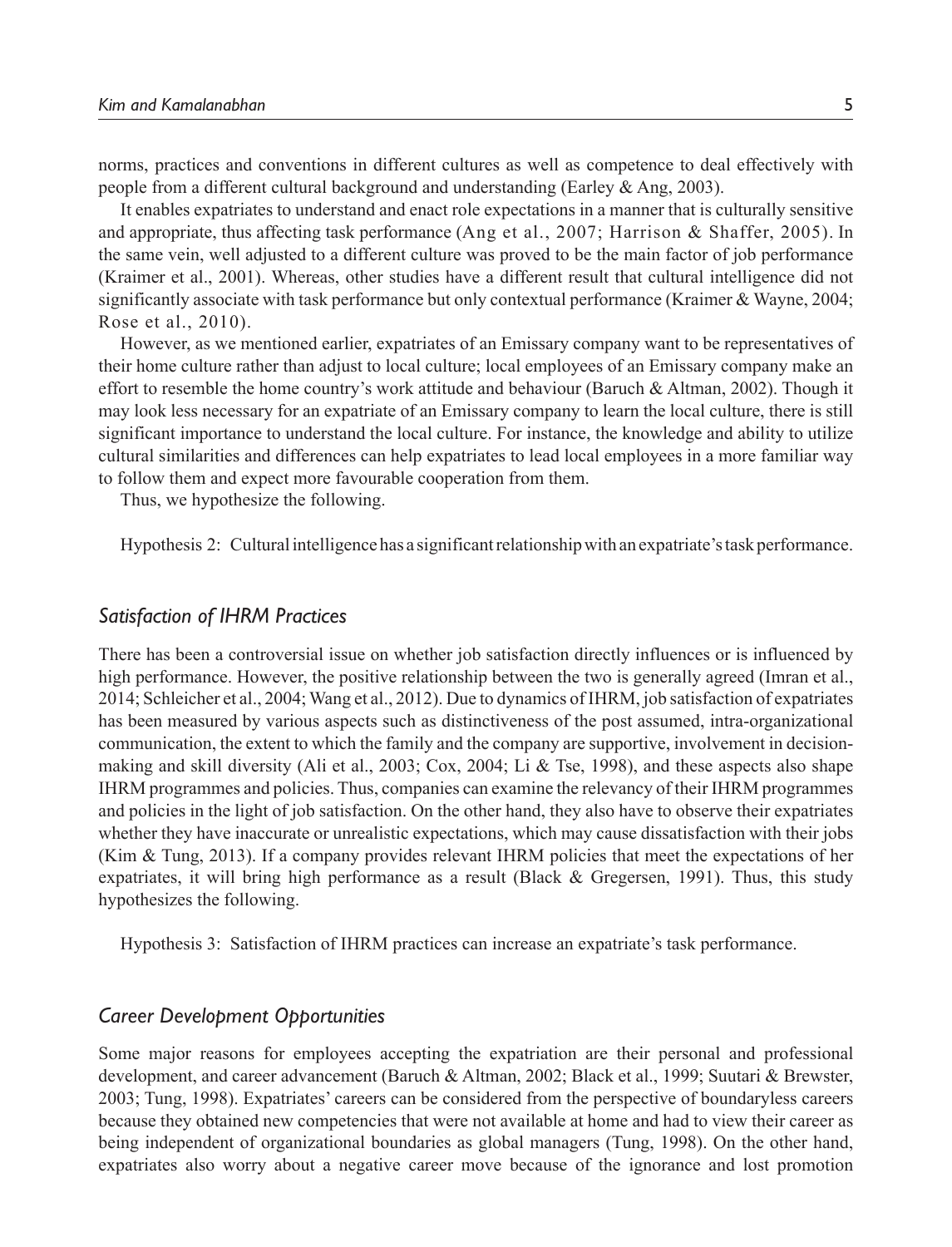norms, practices and conventions in different cultures as well as competence to deal effectively with people from a different cultural background and understanding (Earley & Ang, 2003).

It enables expatriates to understand and enact role expectations in a manner that is culturally sensitive and appropriate, thus affecting task performance (Ang et al., 2007; Harrison & Shaffer, 2005). In the same vein, well adjusted to a different culture was proved to be the main factor of job performance (Kraimer et al., 2001). Whereas, other studies have a different result that cultural intelligence did not significantly associate with task performance but only contextual performance (Kraimer & Wayne, 2004; Rose et al., 2010).

However, as we mentioned earlier, expatriates of an Emissary company want to be representatives of their home culture rather than adjust to local culture; local employees of an Emissary company make an effort to resemble the home country's work attitude and behaviour (Baruch & Altman, 2002). Though it may look less necessary for an expatriate of an Emissary company to learn the local culture, there is still significant importance to understand the local culture. For instance, the knowledge and ability to utilize cultural similarities and differences can help expatriates to lead local employees in a more familiar way to follow them and expect more favourable cooperation from them.

Thus, we hypothesize the following.

Hypothesis 2: Cultural intelligence has a significant relationship with an expatriate's task performance.

### Satisfaction of IHRM Practices

There has been a controversial issue on whether job satisfaction directly influences or is influenced by high performance. However, the positive relationship between the two is generally agreed (Imran et al., 2014; Schleicher et al., 2004; Wang et al., 2012). Due to dynamics of IHRM, job satisfaction of expatriates has been measured by various aspects such as distinctiveness of the post assumed, intra-organizational communication, the extent to which the family and the company are supportive, involvement in decision-making and skill diversity (Ali et al., 2003; Cox, 2004; Li & Tse, 1998), and these aspects also shape IHRM programmes and policies. Thus, companies can examine the relevancy of their IHRM programmes and policies in the light of job satisfaction. On the other hand, they also have to observe their expatriates whether they have inaccurate or unrealistic expectations, which may cause dissatisfaction with their jobs (Kim & Tung, 2013). If a company provides relevant IHRM policies that meet the expectations of her expatriates, it will bring high performance as a result (Black & Gregersen, 1991). Thus, this study hypothesizes the following.

Hypothesis 3: Satisfaction of IHRM practices can increase an expatriate's task performance.

### Career Development Opportunities

Some major reasons for employees accepting the expatriation are their personal and professional development, and career advancement (Baruch & Altman, 2002; Black et al., 1999; Suutari & Brewster, 2003; Tung, 1998). Expatriates' careers can be considered from the perspective of boundaryless careers because they obtained new competencies that were not available at home and had to view their career as being independent of organizational boundaries as global managers (Tung, 1998). On the other hand, expatriates also worry about a negative career move because of the ignorance and lost promotion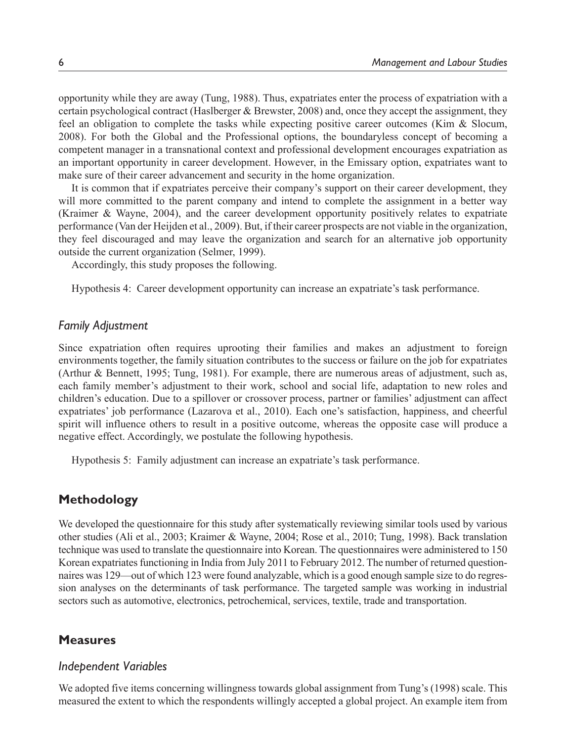opportunity while they are away (Tung, 1988). Thus, expatriates enter the process of expatriation with a certain psychological contract (Haslberger & Brewster, 2008) and, once they accept the assignment, they feel an obligation to complete the tasks while expecting positive career outcomes (Kim & Slocum, 2008). For both the Global and the Professional options, the boundaryless concept of becoming a competent manager in a transnational context and professional development encourages expatriation as an important opportunity in career development. However, in the Emissary option, expatriates want to make sure of their career advancement and security in the home organization.

It is common that if expatriates perceive their company's support on their career development, they will more committed to the parent company and intend to complete the assignment in a better way (Kraimer & Wayne, 2004), and the career development opportunity positively relates to expatriate performance (Van der Heijden et al., 2009). But, if their career prospects are not viable in the organization, they feel discouraged and may leave the organization and search for an alternative job opportunity outside the current organization (Selmer, 1999).

Accordingly, this study proposes the following.

Hypothesis 4: Career development opportunity can increase an expatriate's task performance.

### *Family Adjustment*

Since expatriation often requires uprooting their families and makes an adjustment to foreign environments together, the family situation contributes to the success or failure on the job for expatriates (Arthur & Bennett, 1995; Tung, 1981). For example, there are numerous areas of adjustment, such as, each family member's adjustment to their work, school and social life, adaptation to new roles and children's education. Due to a spillover or crossover process, partner or families' adjustment can affect expatriates' job performance (Lazarova et al., 2010). Each one's satisfaction, happiness, and cheerful spirit will influence others to result in a positive outcome, whereas the opposite case will produce a negative effect. Accordingly, we postulate the following hypothesis.

Hypothesis 5: Family adjustment can increase an expatriate's task performance.

## Methodology

We developed the questionnaire for this study after systematically reviewing similar tools used by various other studies (Ali et al., 2003; Kraimer & Wayne, 2004; Rose et al., 2010; Tung, 1998). Back translation technique was used to translate the questionnaire into Korean. The questionnaires were administered to 150 Korean expatriates functioning in India from July 2011 to February 2012. The number of returned questionnaires was 129—out of which 123 were found analyzable, which is a good enough sample size to do regression analyses on the determinants of task performance. The targeted sample was working in industrial sectors such as automotive, electronics, petrochemical, services, textile, trade and transportation.

## Measures

### *Independent Variables*

We adopted five items concerning willingness towards global assignment from Tung's (1998) scale. This measured the extent to which the respondents willingly accepted a global project. An example item from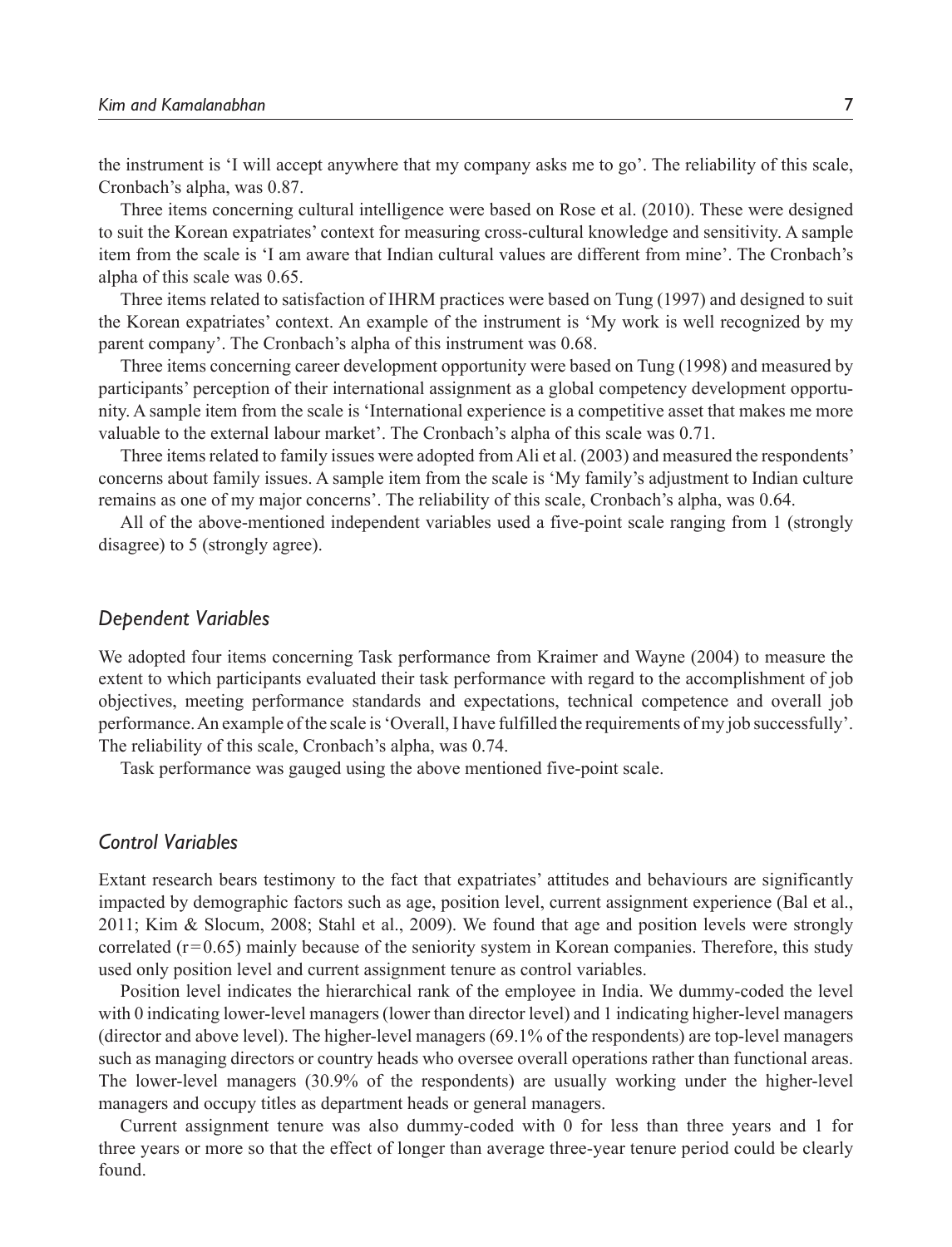the instrument is 'I will accept anywhere that my company asks me to go'. The reliability of this scale, Cronbach's alpha, was 0.87.

Three items concerning cultural intelligence were based on Rose et al. (2010). These were designed to suit the Korean expatriates' context for measuring cross-cultural knowledge and sensitivity. A sample item from the scale is 'I am aware that Indian cultural values are different from mine'. The Cronbach's alpha of this scale was 0.65.

Three items related to satisfaction of IHRM practices were based on Tung (1997) and designed to suit the Korean expatriates' context. An example of the instrument is 'My work is well recognized by my parent company'. The Cronbach's alpha of this instrument was 0.68.

Three items concerning career development opportunity were based on Tung (1998) and measured by participants' perception of their international assignment as a global competency development opportunity. A sample item from the scale is 'International experience is a competitive asset that makes me more valuable to the external labour market'. The Cronbach's alpha of this scale was 0.71.

Three items related to family issues were adopted from Ali et al. (2003) and measured the respondents' concerns about family issues. A sample item from the scale is 'My family's adjustment to Indian culture remains as one of my major concerns'. The reliability of this scale, Cronbach's alpha, was 0.64.

All of the above-mentioned independent variables used a five-point scale ranging from 1 (strongly disagree) to 5 (strongly agree).

### *Dependent Variables*

We adopted four items concerning Task performance from Kraimer and Wayne (2004) to measure the extent to which participants evaluated their task performance with regard to the accomplishment of job objectives, meeting performance standards and expectations, technical competence and overall job performance. An example of the scale is 'Overall, I have fulfilled the requirements of my job successfully'. The reliability of this scale, Cronbach's alpha, was 0.74.

Task performance was gauged using the above mentioned five-point scale.

### *Control Variables*

Extant research bears testimony to the fact that expatriates' attitudes and behaviours are significantly impacted by demographic factors such as age, position level, current assignment experience (Bal et al., 2011; Kim & Slocum, 2008; Stahl et al., 2009). We found that age and position levels were strongly correlated ($r=0.65$) mainly because of the seniority system in Korean companies. Therefore, this study used only position level and current assignment tenure as control variables.

Position level indicates the hierarchical rank of the employee in India. We dummy-coded the level with 0 indicating lower-level managers (lower than director level) and 1 indicating higher-level managers (director and above level). The higher-level managers (69.1% of the respondents) are top-level managers such as managing directors or country heads who oversee overall operations rather than functional areas. The lower-level managers (30.9% of the respondents) are usually working under the higher-level managers and occupy titles as department heads or general managers.

Current assignment tenure was also dummy-coded with 0 for less than three years and 1 for three years or more so that the effect of longer than average three-year tenure period could be clearly found.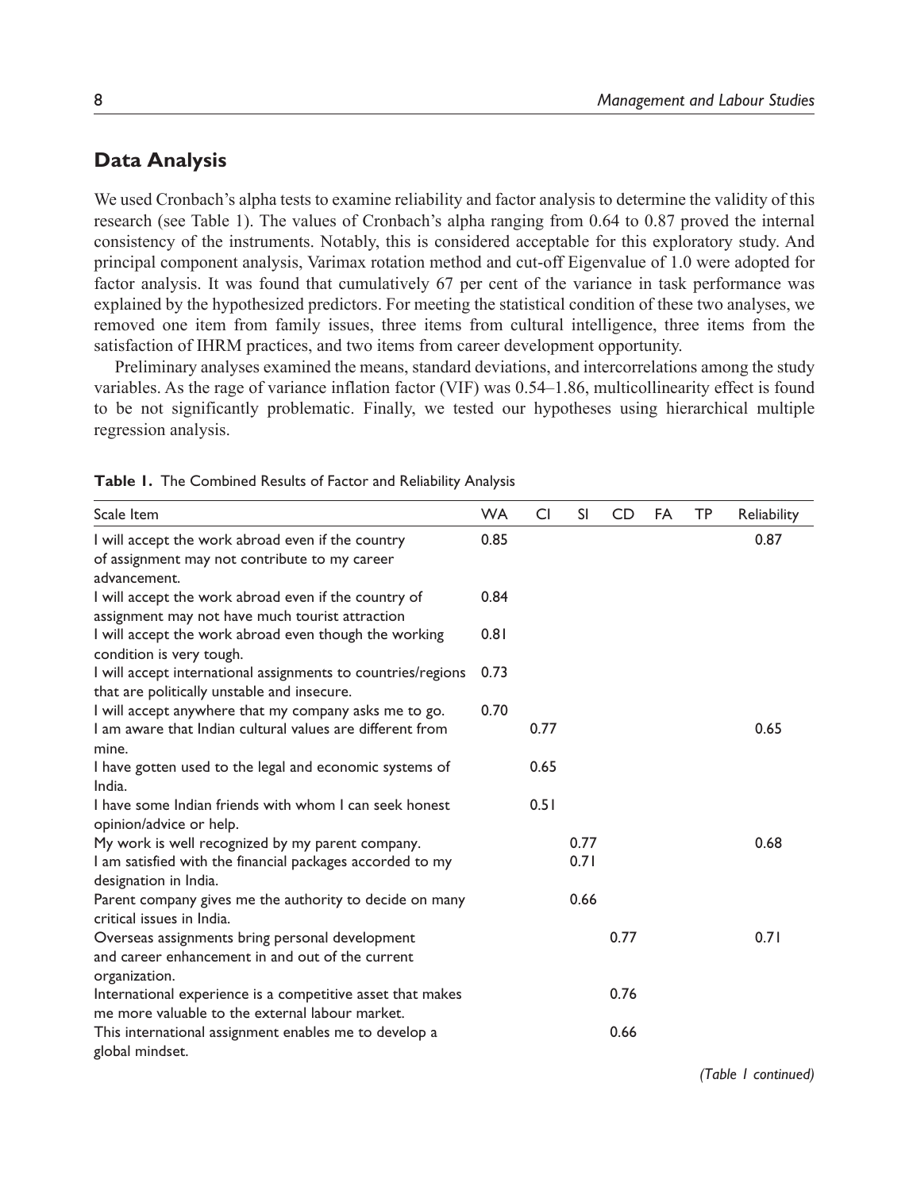## Data Analysis

We used Cronbach's alpha tests to examine reliability and factor analysis to determine the validity of this research (see Table 1). The values of Cronbach's alpha ranging from 0.64 to 0.87 proved the internal consistency of the instruments. Notably, this is considered acceptable for this exploratory study. And principal component analysis, Varimax rotation method and cut-off Eigenvalue of 1.0 were adopted for factor analysis. It was found that cumulatively 67 per cent of the variance in task performance was explained by the hypothesized predictors. For meeting the statistical condition of these two analyses, we removed one item from family issues, three items from cultural intelligence, three items from the satisfaction of IHRM practices, and two items from career development opportunity.

Preliminary analyses examined the means, standard deviations, and intercorrelations among the study variables. As the rage of variance inflation factor (VIF) was 0.54–1.86, multicollinearity effect is found to be not significantly problematic. Finally, we tested our hypotheses using hierarchical multiple regression analysis.

**Table 1.** The Combined Results of Factor and Reliability Analysis

| Scale Item | WA | CI | SI | CD | FA | TP | Reliability |
|---|---|---|---|---|---|---|---|
| I will accept the work abroad even if the country of assignment may not contribute to my career advancement. | 0.85 | | | | | | 0.87 |
| I will accept the work abroad even if the country of assignment may not have much tourist attraction | 0.84 | | | | | | |
| I will accept the work abroad even though the working condition is very tough. | 0.81 | | | | | | |
| I will accept international assignments to countries/regions that are politically unstable and insecure. | 0.73 | | | | | | |
| I will accept anywhere that my company asks me to go. | 0.70 | | | | | | |
| I am aware that Indian cultural values are different from mine. | | 0.77 | | | | | 0.65 |
| I have gotten used to the legal and economic systems of India. | | 0.65 | | | | | |
| I have some Indian friends with whom I can seek honest opinion/advice or help. | | 0.51 | | | | | |
| My work is well recognized by my parent company. | | | 0.77 | | | | 0.68 |
| I am satisfied with the financial packages accorded to my designation in India. | | | 0.71 | | | | |
| Parent company gives me the authority to decide on many critical issues in India. | | | 0.66 | | | | |
| Overseas assignments bring personal development and career enhancement in and out of the current organization. | | | | 0.77 | | | 0.71 |
| International experience is a competitive asset that makes me more valuable to the external labour market. | | | | 0.76 | | | |
| This international assignment enables me to develop a global mindset. | | | | 0.66 | | | |

*(Table 1 continued)*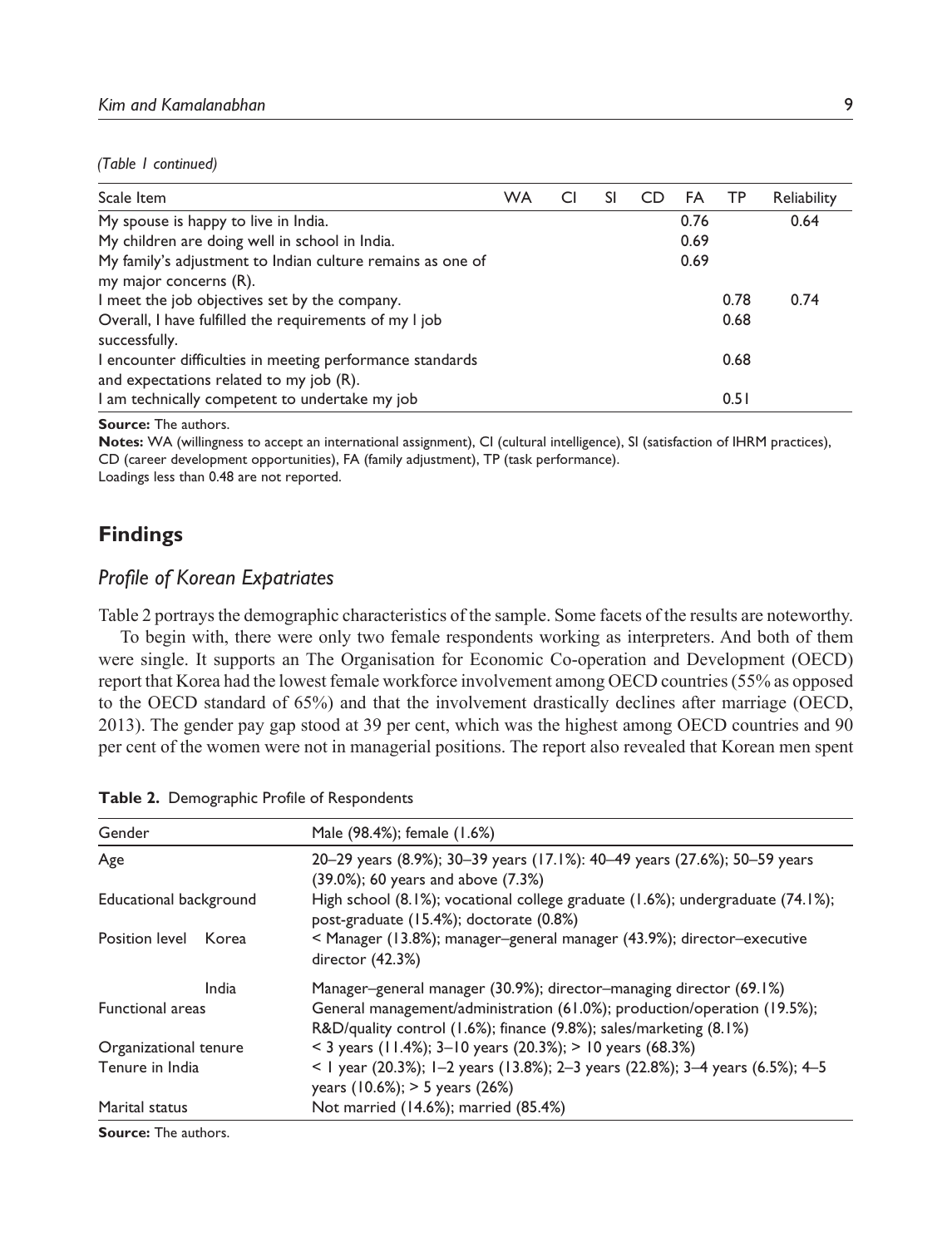*(Table 1 continued)*

| Scale Item | WA | CI | SI | CD | FA | TP | Reliability |
|---|---|---|---|---|---|---|---|
| My spouse is happy to live in India. | | | | | 0.76 | | 0.64 |
| My children are doing well in school in India. | | | | | 0.69 | | |
| My family's adjustment to Indian culture remains as one of my major concerns (R). | | | | | 0.69 | | |
| I meet the job objectives set by the company. | | | | | | 0.78 | 0.74 |
| Overall, I have fulfilled the requirements of my l job successfully. | | | | | | 0.68 | |
| I encounter difficulties in meeting performance standards and expectations related to my job (R). | | | | | | 0.68 | |
| I am technically competent to undertake my job | | | | | | 0.51 | |

**Source:** The authors.

**Notes:** WA (willingness to accept an international assignment), CI (cultural intelligence), SI (satisfaction of IHRM practices), CD (career development opportunities), FA (family adjustment), TP (task performance).
Loadings less than 0.48 are not reported.

## Findings

### *Profile of Korean Expatriates*

Table 2 portrays the demographic characteristics of the sample. Some facets of the results are noteworthy.

To begin with, there were only two female respondents working as interpreters. And both of them were single. It supports an The Organisation for Economic Co-operation and Development (OECD) report that Korea had the lowest female workforce involvement among OECD countries (55% as opposed to the OECD standard of 65%) and that the involvement drastically declines after marriage (OECD, 2013). The gender pay gap stood at 39 per cent, which was the highest among OECD countries and 90 per cent of the women were not in managerial positions. The report also revealed that Korean men spent

**Table 2.** Demographic Profile of Respondents

| Gender | | Male (98.4%); female (1.6%) |
|---|---|---|
| Age | | 20–29 years (8.9%); 30–39 years (17.1%): 40–49 years (27.6%); 50–59 years (39.0%); 60 years and above (7.3%) |
| Educational background | | High school (8.1%); vocational college graduate (1.6%); undergraduate (74.1%); post-graduate (15.4%); doctorate (0.8%) |
| Position level | Korea | < Manager (13.8%); manager–general manager (43.9%); director–executive director (42.3%) |
| | India | Manager–general manager (30.9%); director–managing director (69.1%) |
| Functional areas | | General management/administration (61.0%); production/operation (19.5%); R&D/quality control (1.6%); finance (9.8%); sales/marketing (8.1%) |
| Organizational tenure | | < 3 years (11.4%); 3–10 years (20.3%); > 10 years (68.3%) |
| Tenure in India | | < 1 year (20.3%); 1–2 years (13.8%); 2–3 years (22.8%); 3–4 years (6.5%); 4–5 years (10.6%); > 5 years (26%) |
| Marital status | | Not married (14.6%); married (85.4%) |

**Source:** The authors.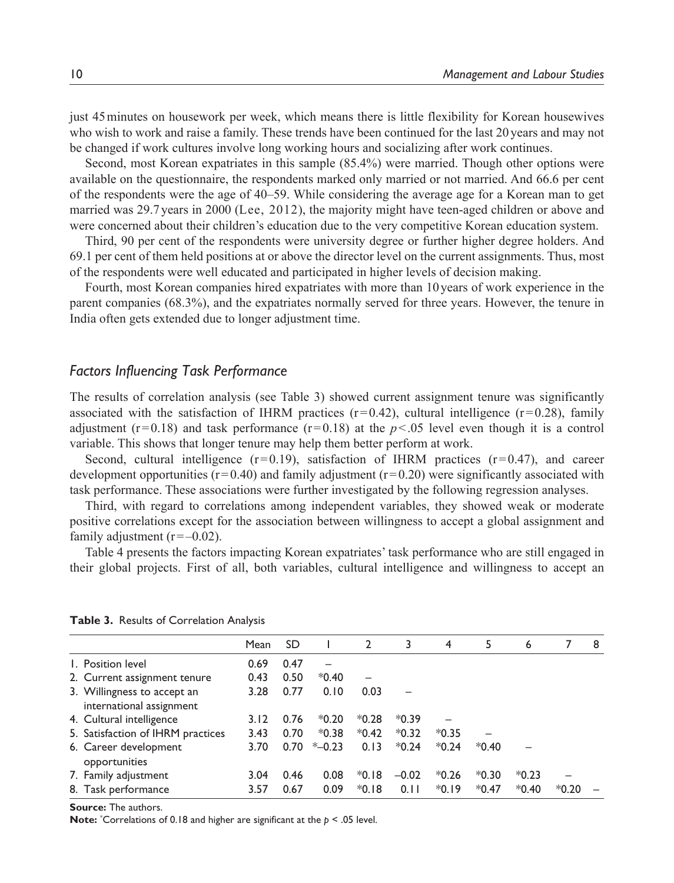just 45 minutes on housework per week, which means there is little flexibility for Korean housewives who wish to work and raise a family. These trends have been continued for the last 20 years and may not be changed if work cultures involve long working hours and socializing after work continues.

Second, most Korean expatriates in this sample (85.4%) were married. Though other options were available on the questionnaire, the respondents marked only married or not married. And 66.6 per cent of the respondents were the age of 40–59. While considering the average age for a Korean man to get married was 29.7 years in 2000 (Lee, 2012), the majority might have teen-aged children or above and were concerned about their children's education due to the very competitive Korean education system.

Third, 90 per cent of the respondents were university degree or further higher degree holders. And 69.1 per cent of them held positions at or above the director level on the current assignments. Thus, most of the respondents were well educated and participated in higher levels of decision making.

Fourth, most Korean companies hired expatriates with more than 10 years of work experience in the parent companies (68.3%), and the expatriates normally served for three years. However, the tenure in India often gets extended due to longer adjustment time.

### *Factors Influencing Task Performance*

The results of correlation analysis (see Table 3) showed current assignment tenure was significantly associated with the satisfaction of IHRM practices ($r = 0.42$), cultural intelligence ($r = 0.28$), family adjustment ($r = 0.18$) and task performance ($r = 0.18$) at the $p < .05$ level even though it is a control variable. This shows that longer tenure may help them better perform at work.

Second, cultural intelligence ($r = 0.19$), satisfaction of IHRM practices ($r = 0.47$), and career development opportunities ($r = 0.40$) and family adjustment ($r = 0.20$) were significantly associated with task performance. These associations were further investigated by the following regression analyses.

Third, with regard to correlations among independent variables, they showed weak or moderate positive correlations except for the association between willingness to accept a global assignment and family adjustment ($r = –0.02$).

Table 4 presents the factors impacting Korean expatriates' task performance who are still engaged in their global projects. First of all, both variables, cultural intelligence and willingness to accept an

**Table 3.** Results of Correlation Analysis

| | Mean | SD | 1 | 2 | 3 | 4 | 5 | 6 | 7 | 8 |
|---|---|---|---|---|---|---|---|---|---|---|
| 1. Position level | 0.69 | 0.47 | – | | | | | | | |
| 2. Current assignment tenure | 0.43 | 0.50 | *0.40 | – | | | | | | |
| 3. Willingness to accept an international assignment | 3.28 | 0.77 | 0.10 | 0.03 | – | | | | | |
| 4. Cultural intelligence | 3.12 | 0.76 | *0.20 | *0.28 | *0.39 | – | | | | |
| 5. Satisfaction of IHRM practices | 3.43 | 0.70 | *0.38 | *0.42 | *0.32 | *0.35 | – | | | |
| 6. Career development opportunities | 3.70 | 0.70 | *–0.23 | 0.13 | *0.24 | *0.24 | *0.40 | – | | |
| 7. Family adjustment | 3.04 | 0.46 | 0.08 | *0.18 | –0.02 | *0.26 | *0.30 | *0.23 | – | |
| 8. Task performance | 3.57 | 0.67 | 0.09 | *0.18 | 0.11 | *0.19 | *0.47 | *0.40 | *0.20 | – |

**Source:** The authors.

**Note:** *Correlations of 0.18 and higher are significant at the $p < .05$ level.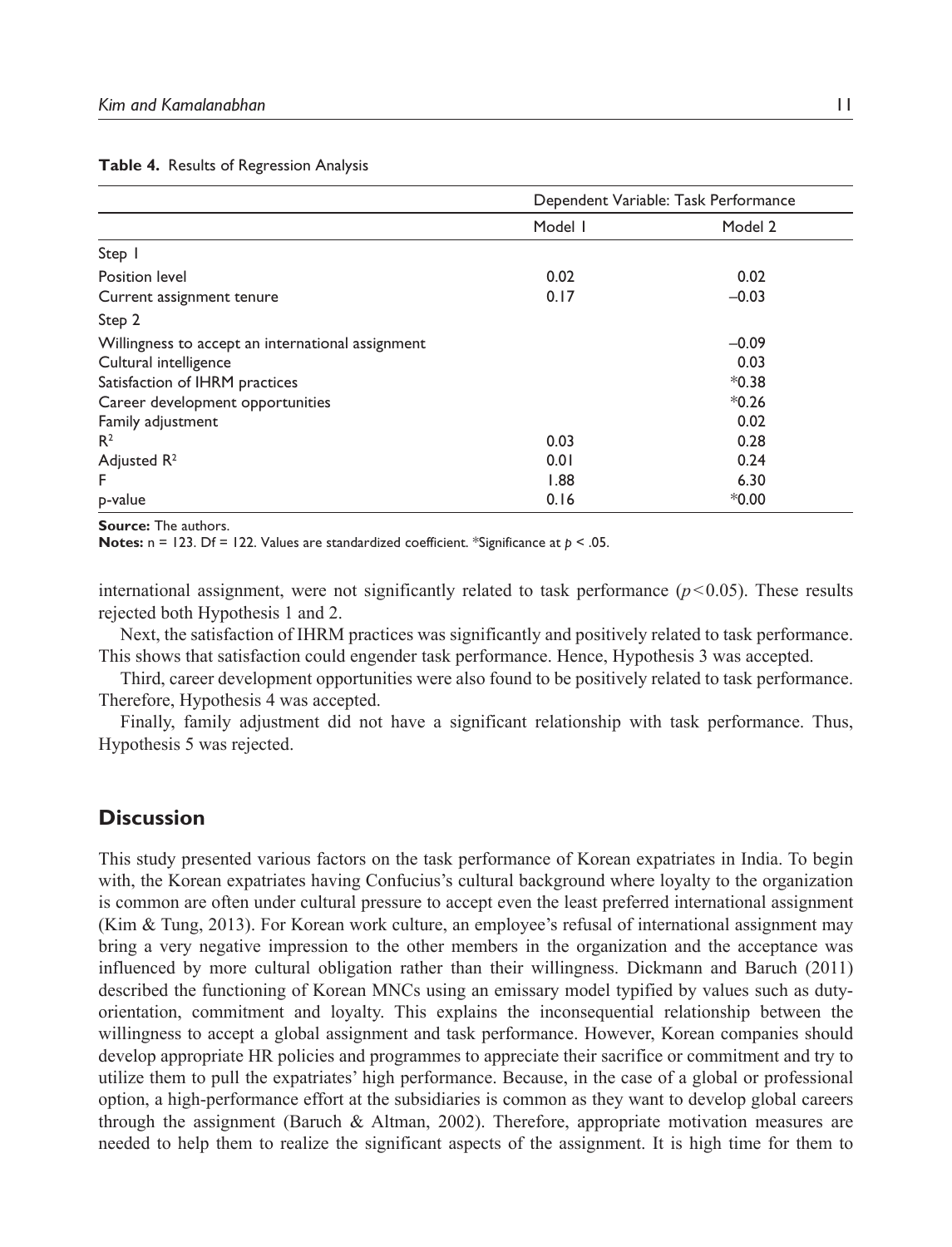**Table 4.** Results of Regression Analysis

| | Dependent Variable: Task Performance | |
|---|---|---|
| | Model 1 | Model 2 |
| Step 1 | | |
| Position level | 0.02 | 0.02 |
| Current assignment tenure | 0.17 | –0.03 |
| Step 2 | | |
| Willingness to accept an international assignment | | –0.09 |
| Cultural intelligence | | 0.03 |
| Satisfaction of IHRM practices | | *0.38 |
| Career development opportunities | | *0.26 |
| Family adjustment | | 0.02 |
| $R^2$ | 0.03 | 0.28 |
| Adjusted $R^2$ | 0.01 | 0.24 |
| F | 1.88 | 6.30 |
| p-value | 0.16 | *0.00 |

**Source:** The authors.

**Notes:** n = 123. Df = 122. Values are standardized coefficient. *Significance at $p < .05$.

international assignment, were not significantly related to task performance ($p<0.05$). These results rejected both Hypothesis 1 and 2.

Next, the satisfaction of IHRM practices was significantly and positively related to task performance. This shows that satisfaction could engender task performance. Hence, Hypothesis 3 was accepted.

Third, career development opportunities were also found to be positively related to task performance. Therefore, Hypothesis 4 was accepted.

Finally, family adjustment did not have a significant relationship with task performance. Thus, Hypothesis 5 was rejected.

## Discussion

This study presented various factors on the task performance of Korean expatriates in India. To begin with, the Korean expatriates having Confucius's cultural background where loyalty to the organization is common are often under cultural pressure to accept even the least preferred international assignment (Kim & Tung, 2013). For Korean work culture, an employee's refusal of international assignment may bring a very negative impression to the other members in the organization and the acceptance was influenced by more cultural obligation rather than their willingness. Dickmann and Baruch (2011) described the functioning of Korean MNCs using an emissary model typified by values such as duty-orientation, commitment and loyalty. This explains the inconsequential relationship between the willingness to accept a global assignment and task performance. However, Korean companies should develop appropriate HR policies and programmes to appreciate their sacrifice or commitment and try to utilize them to pull the expatriates' high performance. Because, in the case of a global or professional option, a high-performance effort at the subsidiaries is common as they want to develop global careers through the assignment (Baruch & Altman, 2002). Therefore, appropriate motivation measures are needed to help them to realize the significant aspects of the assignment. It is high time for them to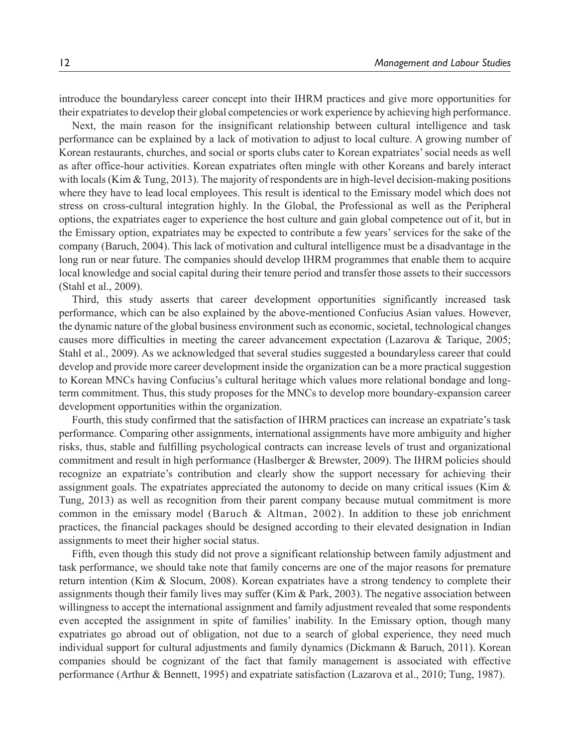introduce the boundaryless career concept into their IHRM practices and give more opportunities for their expatriates to develop their global competencies or work experience by achieving high performance.

Next, the main reason for the insignificant relationship between cultural intelligence and task performance can be explained by a lack of motivation to adjust to local culture. A growing number of Korean restaurants, churches, and social or sports clubs cater to Korean expatriates' social needs as well as after office-hour activities. Korean expatriates often mingle with other Koreans and barely interact with locals (Kim & Tung, 2013). The majority of respondents are in high-level decision-making positions where they have to lead local employees. This result is identical to the Emissary model which does not stress on cross-cultural integration highly. In the Global, the Professional as well as the Peripheral options, the expatriates eager to experience the host culture and gain global competence out of it, but in the Emissary option, expatriates may be expected to contribute a few years' services for the sake of the company (Baruch, 2004). This lack of motivation and cultural intelligence must be a disadvantage in the long run or near future. The companies should develop IHRM programmes that enable them to acquire local knowledge and social capital during their tenure period and transfer those assets to their successors (Stahl et al., 2009).

Third, this study asserts that career development opportunities significantly increased task performance, which can be also explained by the above-mentioned Confucius Asian values. However, the dynamic nature of the global business environment such as economic, societal, technological changes causes more difficulties in meeting the career advancement expectation (Lazarova & Tarique, 2005; Stahl et al., 2009). As we acknowledged that several studies suggested a boundaryless career that could develop and provide more career development inside the organization can be a more practical suggestion to Korean MNCs having Confucius's cultural heritage which values more relational bondage and long-term commitment. Thus, this study proposes for the MNCs to develop more boundary-expansion career development opportunities within the organization.

Fourth, this study confirmed that the satisfaction of IHRM practices can increase an expatriate's task performance. Comparing other assignments, international assignments have more ambiguity and higher risks, thus, stable and fulfilling psychological contracts can increase levels of trust and organizational commitment and result in high performance (Haslberger & Brewster, 2009). The IHRM policies should recognize an expatriate's contribution and clearly show the support necessary for achieving their assignment goals. The expatriates appreciated the autonomy to decide on many critical issues (Kim & Tung, 2013) as well as recognition from their parent company because mutual commitment is more common in the emissary model (Baruch & Altman, 2002). In addition to these job enrichment practices, the financial packages should be designed according to their elevated designation in Indian assignments to meet their higher social status.

Fifth, even though this study did not prove a significant relationship between family adjustment and task performance, we should take note that family concerns are one of the major reasons for premature return intention (Kim & Slocum, 2008). Korean expatriates have a strong tendency to complete their assignments though their family lives may suffer (Kim & Park, 2003). The negative association between willingness to accept the international assignment and family adjustment revealed that some respondents even accepted the assignment in spite of families' inability. In the Emissary option, though many expatriates go abroad out of obligation, not due to a search of global experience, they need much individual support for cultural adjustments and family dynamics (Dickmann & Baruch, 2011). Korean companies should be cognizant of the fact that family management is associated with effective performance (Arthur & Bennett, 1995) and expatriate satisfaction (Lazarova et al., 2010; Tung, 1987).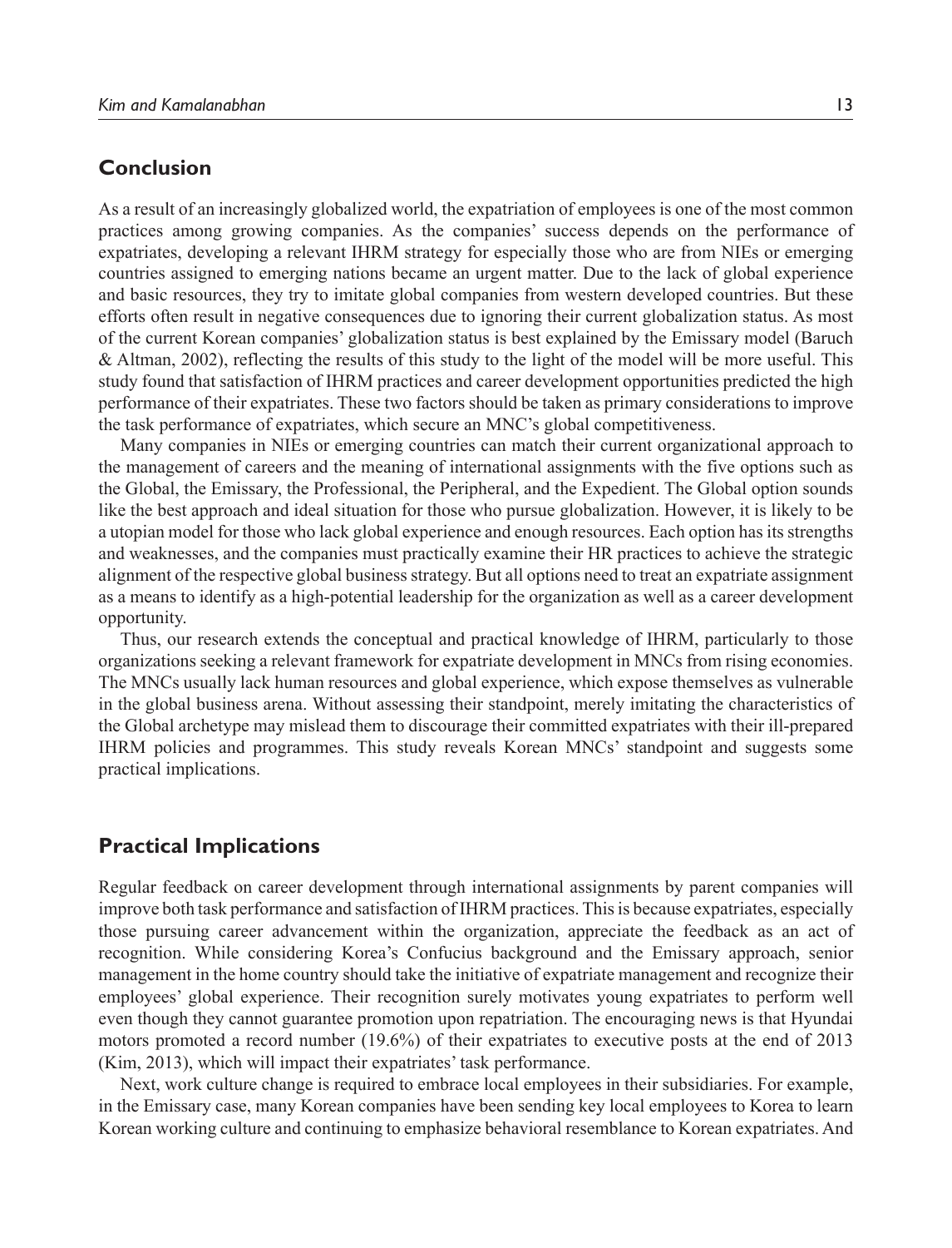## Conclusion

As a result of an increasingly globalized world, the expatriation of employees is one of the most common practices among growing companies. As the companies' success depends on the performance of expatriates, developing a relevant IHRM strategy for especially those who are from NIEs or emerging countries assigned to emerging nations became an urgent matter. Due to the lack of global experience and basic resources, they try to imitate global companies from western developed countries. But these efforts often result in negative consequences due to ignoring their current globalization status. As most of the current Korean companies' globalization status is best explained by the Emissary model (Baruch & Altman, 2002), reflecting the results of this study to the light of the model will be more useful. This study found that satisfaction of IHRM practices and career development opportunities predicted the high performance of their expatriates. These two factors should be taken as primary considerations to improve the task performance of expatriates, which secure an MNC's global competitiveness.

Many companies in NIEs or emerging countries can match their current organizational approach to the management of careers and the meaning of international assignments with the five options such as the Global, the Emissary, the Professional, the Peripheral, and the Expedient. The Global option sounds like the best approach and ideal situation for those who pursue globalization. However, it is likely to be a utopian model for those who lack global experience and enough resources. Each option has its strengths and weaknesses, and the companies must practically examine their HR practices to achieve the strategic alignment of the respective global business strategy. But all options need to treat an expatriate assignment as a means to identify as a high-potential leadership for the organization as well as a career development opportunity.

Thus, our research extends the conceptual and practical knowledge of IHRM, particularly to those organizations seeking a relevant framework for expatriate development in MNCs from rising economies. The MNCs usually lack human resources and global experience, which expose themselves as vulnerable in the global business arena. Without assessing their standpoint, merely imitating the characteristics of the Global archetype may mislead them to discourage their committed expatriates with their ill-prepared IHRM policies and programmes. This study reveals Korean MNCs' standpoint and suggests some practical implications.

## Practical Implications

Regular feedback on career development through international assignments by parent companies will improve both task performance and satisfaction of IHRM practices. This is because expatriates, especially those pursuing career advancement within the organization, appreciate the feedback as an act of recognition. While considering Korea's Confucius background and the Emissary approach, senior management in the home country should take the initiative of expatriate management and recognize their employees' global experience. Their recognition surely motivates young expatriates to perform well even though they cannot guarantee promotion upon repatriation. The encouraging news is that Hyundai motors promoted a record number (19.6%) of their expatriates to executive posts at the end of 2013 (Kim, 2013), which will impact their expatriates' task performance.

Next, work culture change is required to embrace local employees in their subsidiaries. For example, in the Emissary case, many Korean companies have been sending key local employees to Korea to learn Korean working culture and continuing to emphasize behavioral resemblance to Korean expatriates. And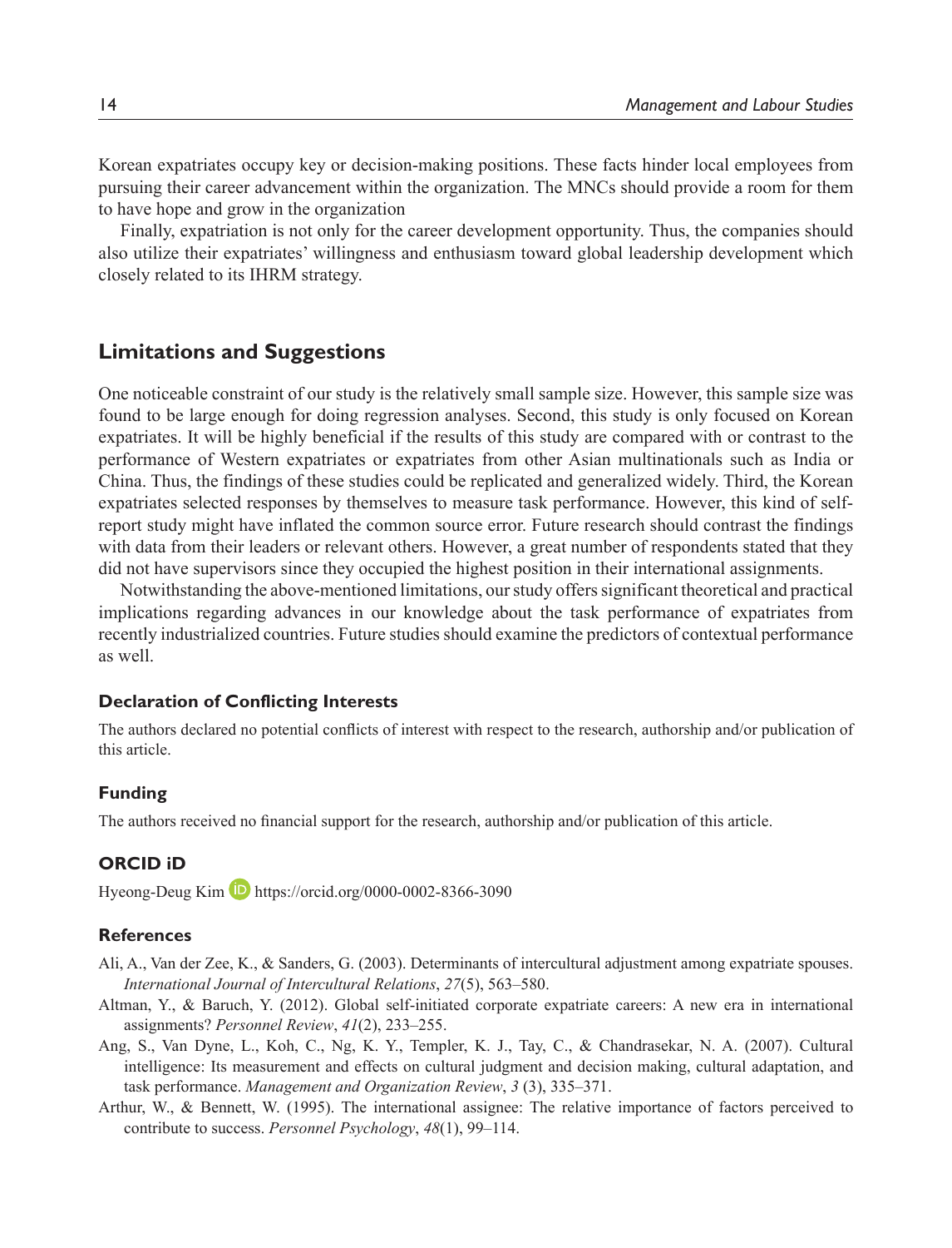Korean expatriates occupy key or decision-making positions. These facts hinder local employees from pursuing their career advancement within the organization. The MNCs should provide a room for them to have hope and grow in the organization

Finally, expatriation is not only for the career development opportunity. Thus, the companies should also utilize their expatriates' willingness and enthusiasm toward global leadership development which closely related to its IHRM strategy.

## Limitations and Suggestions

One noticeable constraint of our study is the relatively small sample size. However, this sample size was found to be large enough for doing regression analyses. Second, this study is only focused on Korean expatriates. It will be highly beneficial if the results of this study are compared with or contrast to the performance of Western expatriates or expatriates from other Asian multinationals such as India or China. Thus, the findings of these studies could be replicated and generalized widely. Third, the Korean expatriates selected responses by themselves to measure task performance. However, this kind of self-report study might have inflated the common source error. Future research should contrast the findings with data from their leaders or relevant others. However, a great number of respondents stated that they did not have supervisors since they occupied the highest position in their international assignments.

Notwithstanding the above-mentioned limitations, our study offers significant theoretical and practical implications regarding advances in our knowledge about the task performance of expatriates from recently industrialized countries. Future studies should examine the predictors of contextual performance as well.

### Declaration of Conflicting Interests

The authors declared no potential conflicts of interest with respect to the research, authorship and/or publication of this article.

### Funding

The authors received no financial support for the research, authorship and/or publication of this article.

### ORCID iD

Hyeong-Deug Kim https://orcid.org/0000-0002-8366-3090

### References

Ali, A., Van der Zee, K., & Sanders, G. (2003). Determinants of intercultural adjustment among expatriate spouses. *International Journal of Intercultural Relations*, *27*(5), 563–580.

Altman, Y., & Baruch, Y. (2012). Global self-initiated corporate expatriate careers: A new era in international assignments? *Personnel Review*, *41*(2), 233–255.

Ang, S., Van Dyne, L., Koh, C., Ng, K. Y., Templer, K. J., Tay, C., & Chandrasekar, N. A. (2007). Cultural intelligence: Its measurement and effects on cultural judgment and decision making, cultural adaptation, and task performance. *Management and Organization Review*, *3* (3), 335–371.

Arthur, W., & Bennett, W. (1995). The international assignee: The relative importance of factors perceived to contribute to success. *Personnel Psychology*, *48*(1), 99–114.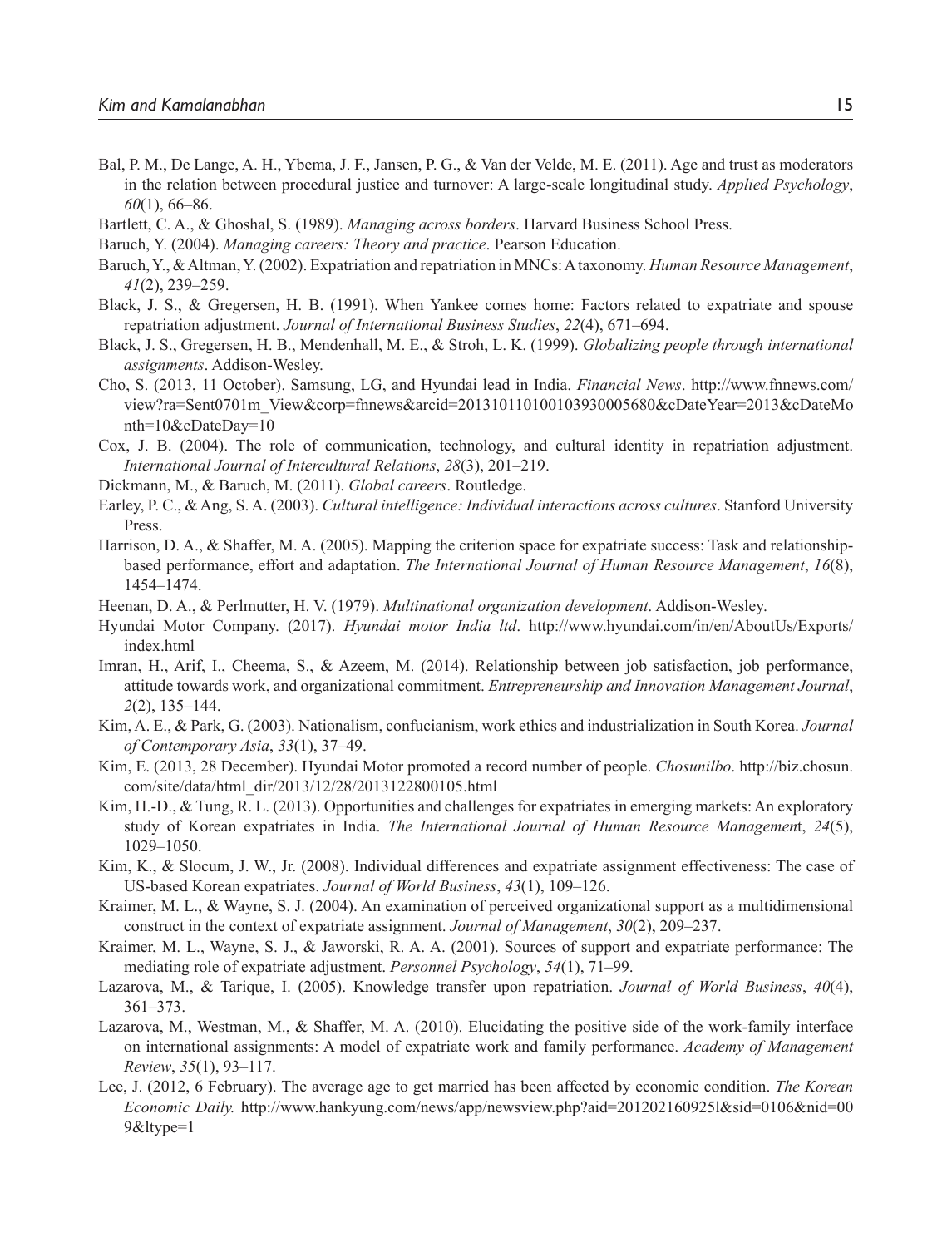Bal, P. M., De Lange, A. H., Ybema, J. F., Jansen, P. G., & Van der Velde, M. E. (2011). Age and trust as moderators in the relation between procedural justice and turnover: A large-scale longitudinal study. *Applied Psychology*, *60*(1), 66–86.

Bartlett, C. A., & Ghoshal, S. (1989). *Managing across borders*. Harvard Business School Press.

Baruch, Y. (2004). *Managing careers: Theory and practice*. Pearson Education.

Baruch, Y., & Altman, Y. (2002). Expatriation and repatriation in MNCs: A taxonomy. *Human Resource Management*, *41*(2), 239–259.

Black, J. S., & Gregersen, H. B. (1991). When Yankee comes home: Factors related to expatriate and spouse repatriation adjustment. *Journal of International Business Studies*, *22*(4), 671–694.

Black, J. S., Gregersen, H. B., Mendenhall, M. E., & Stroh, L. K. (1999). *Globalizing people through international assignments*. Addison-Wesley.

Cho, S. (2013, 11 October). Samsung, LG, and Hyundai lead in India. *Financial News*. http://www.fnnews.com/view?ra=Sent0701m_View&corp=fnnews&arcid=201310110100103930005680&cDateYear=2013&cDateMonth=10&cDateDay=10

Cox, J. B. (2004). The role of communication, technology, and cultural identity in repatriation adjustment. *International Journal of Intercultural Relations*, *28*(3), 201–219.

Dickmann, M., & Baruch, M. (2011). *Global careers*. Routledge.

Earley, P. C., & Ang, S. A. (2003). *Cultural intelligence: Individual interactions across cultures*. Stanford University Press.

Harrison, D. A., & Shaffer, M. A. (2005). Mapping the criterion space for expatriate success: Task and relationship-based performance, effort and adaptation. *The International Journal of Human Resource Management*, *16*(8), 1454–1474.

Heenan, D. A., & Perlmutter, H. V. (1979). *Multinational organization development*. Addison-Wesley.

Hyundai Motor Company. (2017). *Hyundai motor India ltd*. http://www.hyundai.com/in/en/AboutUs/Exports/index.html

Imran, H., Arif, I., Cheema, S., & Azeem, M. (2014). Relationship between job satisfaction, job performance, attitude towards work, and organizational commitment. *Entrepreneurship and Innovation Management Journal*, *2*(2), 135–144.

Kim, A. E., & Park, G. (2003). Nationalism, confucianism, work ethics and industrialization in South Korea. *Journal of Contemporary Asia*, *33*(1), 37–49.

Kim, E. (2013, 28 December). Hyundai Motor promoted a record number of people. *Chosunilbo*. http://biz.chosun.com/site/data/html_dir/2013/12/28/2013122800105.html

Kim, H.-D., & Tung, R. L. (2013). Opportunities and challenges for expatriates in emerging markets: An exploratory study of Korean expatriates in India. *The International Journal of Human Resource Management*, *24*(5), 1029–1050.

Kim, K., & Slocum, J. W., Jr. (2008). Individual differences and expatriate assignment effectiveness: The case of US-based Korean expatriates. *Journal of World Business*, *43*(1), 109–126.

Kraimer, M. L., & Wayne, S. J. (2004). An examination of perceived organizational support as a multidimensional construct in the context of expatriate assignment. *Journal of Management*, *30*(2), 209–237.

Kraimer, M. L., Wayne, S. J., & Jaworski, R. A. A. (2001). Sources of support and expatriate performance: The mediating role of expatriate adjustment. *Personnel Psychology*, *54*(1), 71–99.

Lazarova, M., & Tarique, I. (2005). Knowledge transfer upon repatriation. *Journal of World Business*, *40*(4), 361–373.

Lazarova, M., Westman, M., & Shaffer, M. A. (2010). Elucidating the positive side of the work-family interface on international assignments: A model of expatriate work and family performance. *Academy of Management Review*, *35*(1), 93–117.

Lee, J. (2012, 6 February). The average age to get married has been affected by economic condition. *The Korean Economic Daily.* http://www.hankyung.com/news/app/newsview.php?aid=201202160925l&sid=0106&nid=009&ltype=1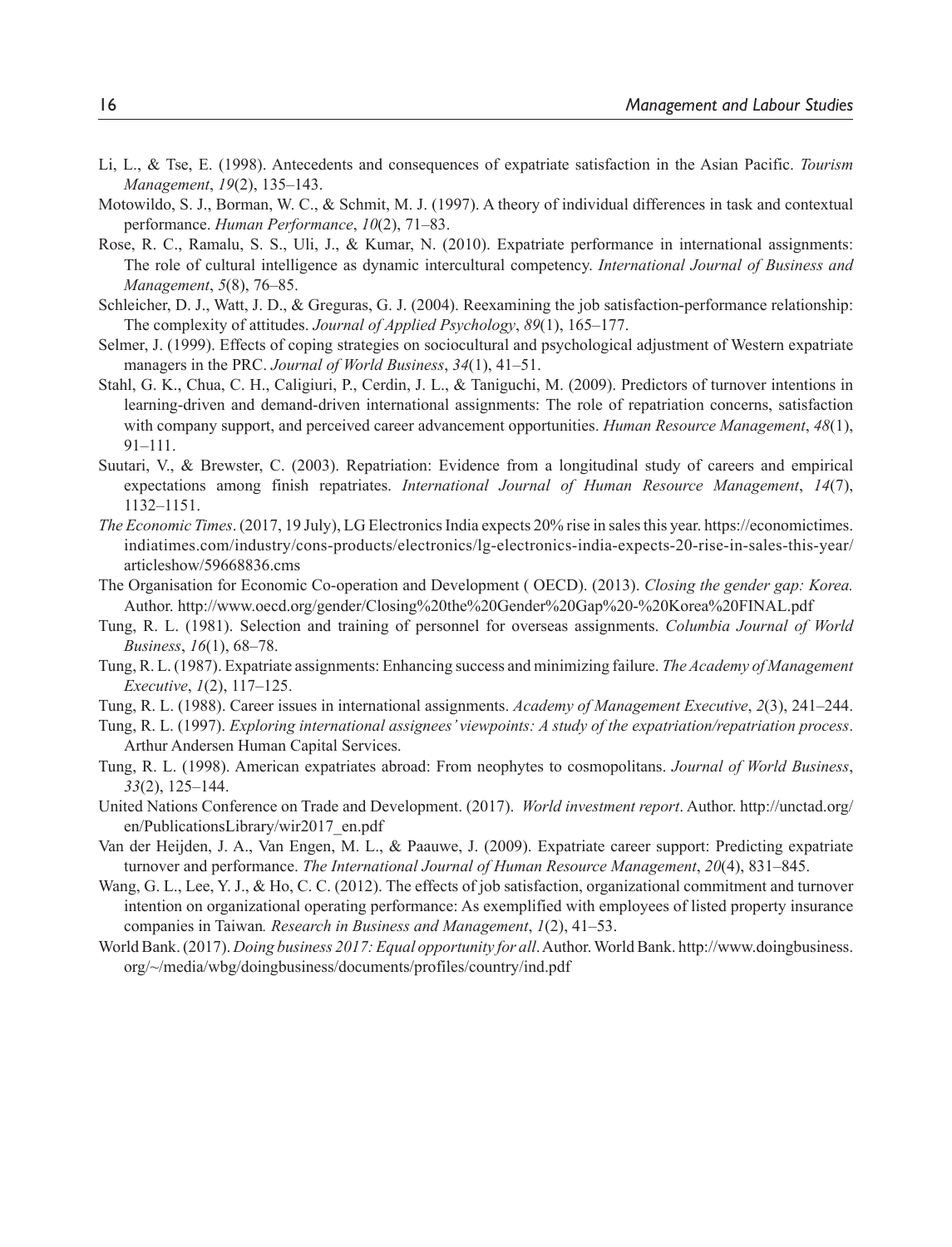Li, L., & Tse, E. (1998). Antecedents and consequences of expatriate satisfaction in the Asian Pacific. *Tourism Management*, *19*(2), 135–143.

Motowildo, S. J., Borman, W. C., & Schmit, M. J. (1997). A theory of individual differences in task and contextual performance. *Human Performance*, *10*(2), 71–83.

Rose, R. C., Ramalu, S. S., Uli, J., & Kumar, N. (2010). Expatriate performance in international assignments: The role of cultural intelligence as dynamic intercultural competency. *International Journal of Business and Management*, *5*(8), 76–85.

Schleicher, D. J., Watt, J. D., & Greguras, G. J. (2004). Reexamining the job satisfaction-performance relationship: The complexity of attitudes. *Journal of Applied Psychology*, *89*(1), 165–177.

Selmer, J. (1999). Effects of coping strategies on sociocultural and psychological adjustment of Western expatriate managers in the PRC. *Journal of World Business*, *34*(1), 41–51.

Stahl, G. K., Chua, C. H., Caligiuri, P., Cerdin, J. L., & Taniguchi, M. (2009). Predictors of turnover intentions in learning-driven and demand-driven international assignments: The role of repatriation concerns, satisfaction with company support, and perceived career advancement opportunities. *Human Resource Management*, *48*(1), 91–111.

Suutari, V., & Brewster, C. (2003). Repatriation: Evidence from a longitudinal study of careers and empirical expectations among finish repatriates. *International Journal of Human Resource Management*, *14*(7), 1132–1151.

*The Economic Times*. (2017, 19 July), LG Electronics India expects 20% rise in sales this year. https://economictimes.indiatimes.com/industry/cons-products/electronics/lg-electronics-india-expects-20-rise-in-sales-this-year/articleshow/59668836.cms

The Organisation for Economic Co-operation and Development ( OECD). (2013). *Closing the gender gap: Korea.* Author. http://www.oecd.org/gender/Closing%20the%20Gender%20Gap%20-%20Korea%20FINAL.pdf

Tung, R. L. (1981). Selection and training of personnel for overseas assignments. *Columbia Journal of World Business*, *16*(1), 68–78.

Tung, R. L. (1987). Expatriate assignments: Enhancing success and minimizing failure. *The Academy of Management Executive*, *1*(2), 117–125.

Tung, R. L. (1988). Career issues in international assignments. *Academy of Management Executive*, *2*(3), 241–244.

Tung, R. L. (1997). *Exploring international assignees' viewpoints: A study of the expatriation/repatriation process*. Arthur Andersen Human Capital Services.

Tung, R. L. (1998). American expatriates abroad: From neophytes to cosmopolitans. *Journal of World Business*, *33*(2), 125–144.

United Nations Conference on Trade and Development. (2017). *World investment report*. Author. http://unctad.org/en/PublicationsLibrary/wir2017_en.pdf

Van der Heijden, J. A., Van Engen, M. L., & Paauwe, J. (2009). Expatriate career support: Predicting expatriate turnover and performance. *The International Journal of Human Resource Management*, *20*(4), 831–845.

Wang, G. L., Lee, Y. J., & Ho, C. C. (2012). The effects of job satisfaction, organizational commitment and turnover intention on organizational operating performance: As exemplified with employees of listed property insurance companies in Taiwan. *Research in Business and Management*, *1*(2), 41–53.

World Bank. (2017). *Doing business 2017: Equal opportunity for all*. Author. World Bank. http://www.doingbusiness.org/~/media/wbg/doingbusiness/documents/profiles/country/ind.pdf